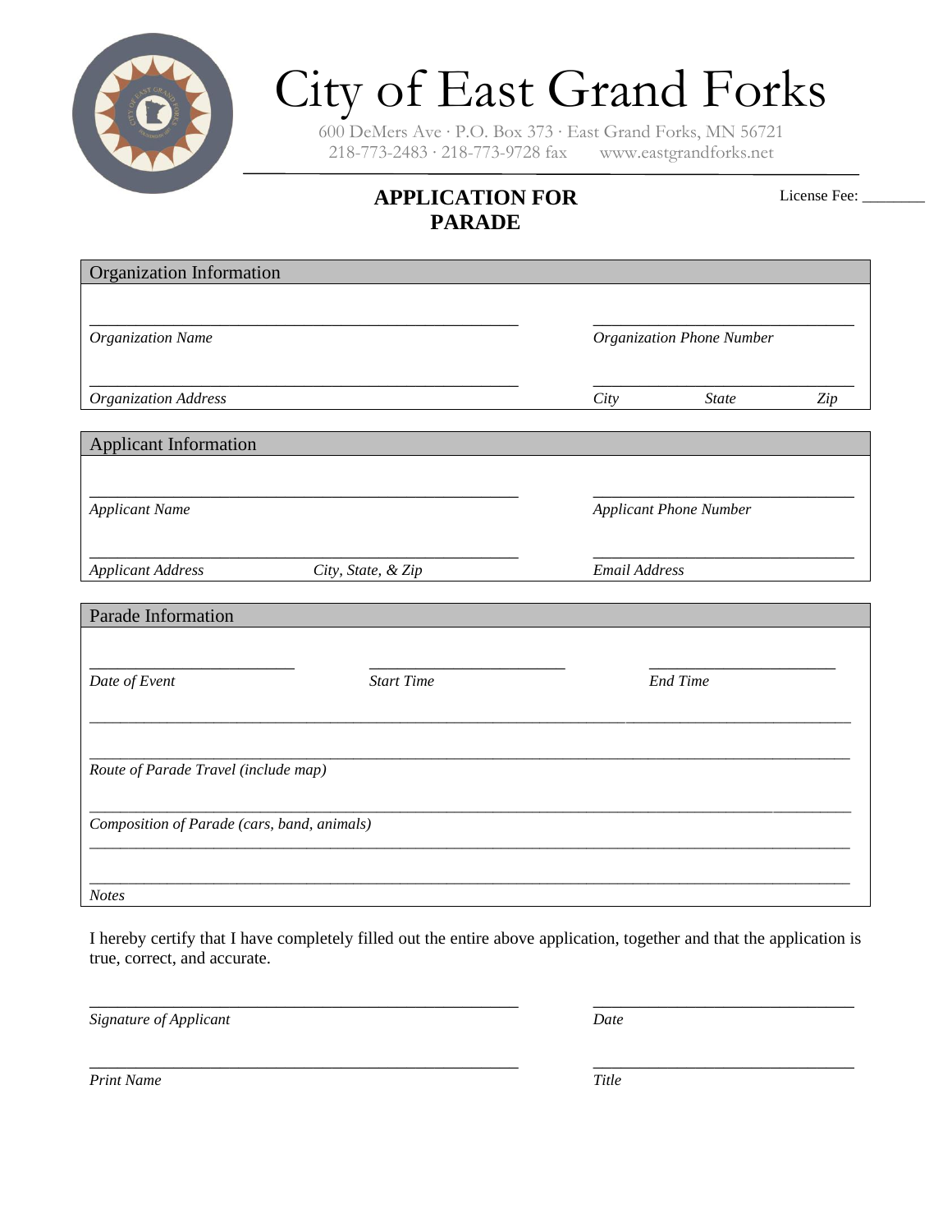# City of East Grand Forks

600 DeMers Ave · P.O. Box 373 · East Grand Forks, MN 56721
218-773-2483 · 218-773-9728 fax www.eastgrandforks.net

## APPLICATION FOR PARADE

License Fee: ________

### Organization Information

______________________________ ______________________
*Organization Name* *Organization Phone Number*

______________________________ ______________________
*Organization Address* *City* *State* *Zip*

### Applicant Information

______________________________ ______________________
*Applicant Name* *Applicant Phone Number*

______________________________ ______________________
*Applicant Address* *City, State, & Zip* *Email Address*

### Parade Information

______________ ______________ ______________
*Date of Event* *Start Time* *End Time*

______________________________________________________________

______________________________________________________________
*Route of Parade Travel (include map)*

______________________________________________________________
*Composition of Parade (cars, band, animals)*

______________________________________________________________

______________________________________________________________
*Notes*

I hereby certify that I have completely filled out the entire above application, together and that the application is true, correct, and accurate.

______________________________ ______________________
*Signature of Applicant* *Date*

______________________________ ______________________
*Print Name* *Title*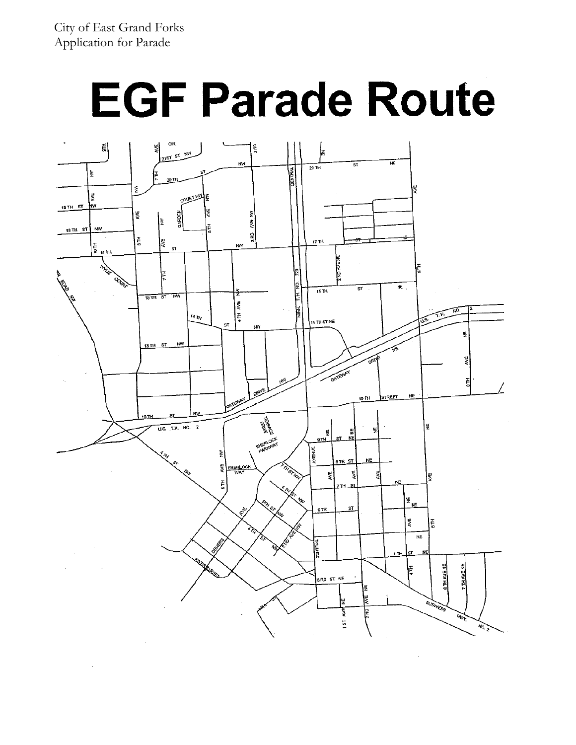City of East Grand Forks
Application for Parade

# EGF Parade Route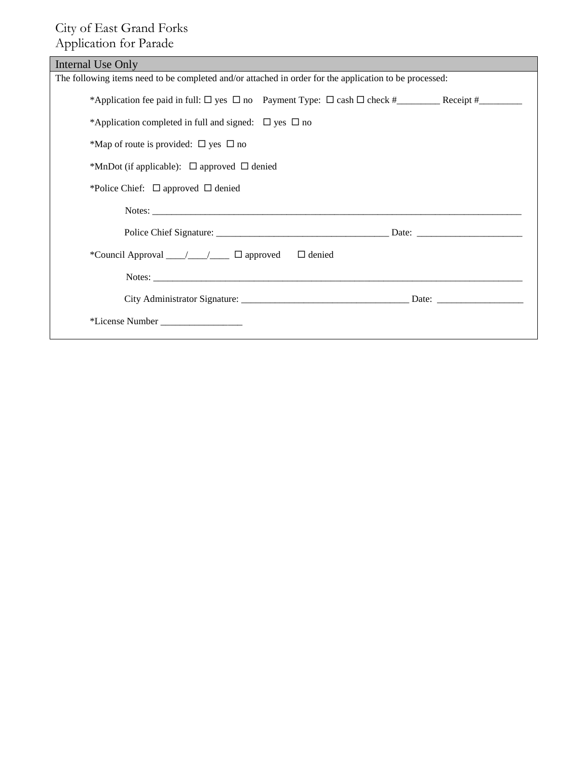City of East Grand Forks
Application for Parade

## Internal Use Only

The following items need to be completed and/or attached in order for the application to be processed:

*Application fee paid in full: ☐ yes ☐ no  Payment Type: ☐ cash ☐ check #_________ Receipt #_________

*Application completed in full and signed: ☐ yes ☐ no

*Map of route is provided: ☐ yes ☐ no

*MnDot (if applicable): ☐ approved ☐ denied

*Police Chief: ☐ approved ☐ denied

Notes: ________________________________________________________________________________

Police Chief Signature: ____________________________________ Date: ______________________

*Council Approval ____/____/____ ☐ approved ☐ denied

Notes: ________________________________________________________________________________

City Administrator Signature: ___________________________________ Date: __________________

*License Number _________________